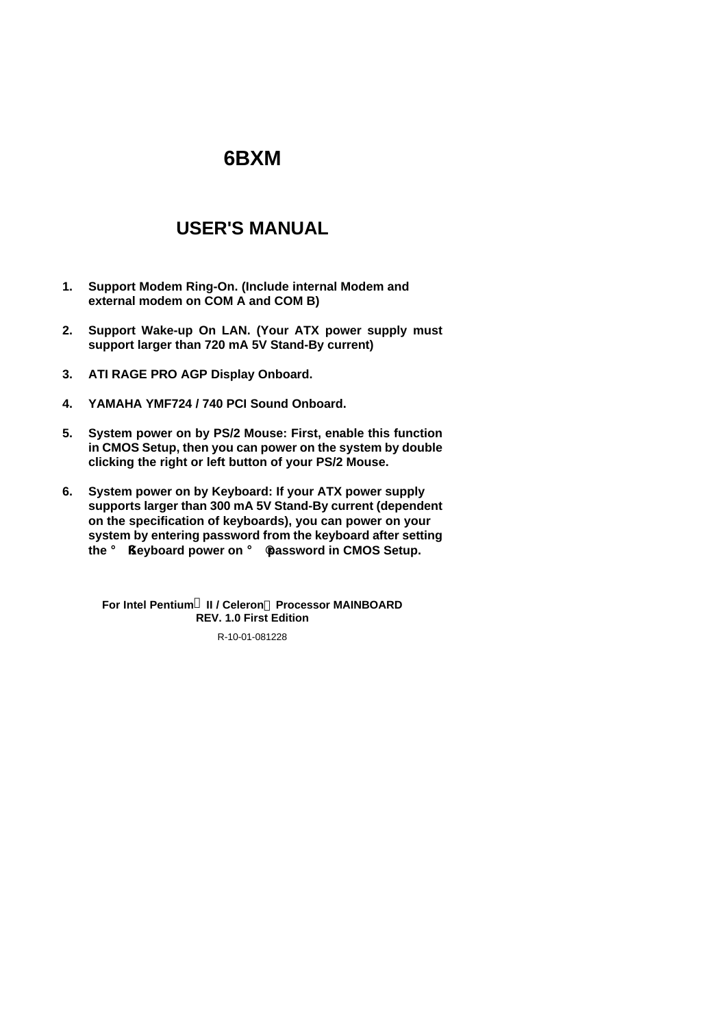# 6BXM

# USER'S MANUAL

1. **Support Modem Ring-On. (Include internal Modem and external modem on COM A and COM B)**

2. **Support Wake-up On LAN. (Your ATX power supply must support larger than 720 mA 5V Stand-By current)**

3. **ATI RAGE PRO AGP Display Onboard.**

4. **YAMAHA YMF724 / 740 PCI Sound Onboard.**

5. **System power on by PS/2 Mouse: First, enable this function in CMOS Setup, then you can power on the system by double clicking the right or left button of your PS/2 Mouse.**

6. **System power on by Keyboard: If your ATX power supply supports larger than 300 mA 5V Stand-By current (dependent on the specification of keyboards), you can power on your system by entering password from the keyboard after setting the "Keyboard power on" password in CMOS Setup.**

**For Intel Pentium® II / Celeron® Processor MAINBOARD**
**REV. 1.0 First Edition**

R-10-01-081228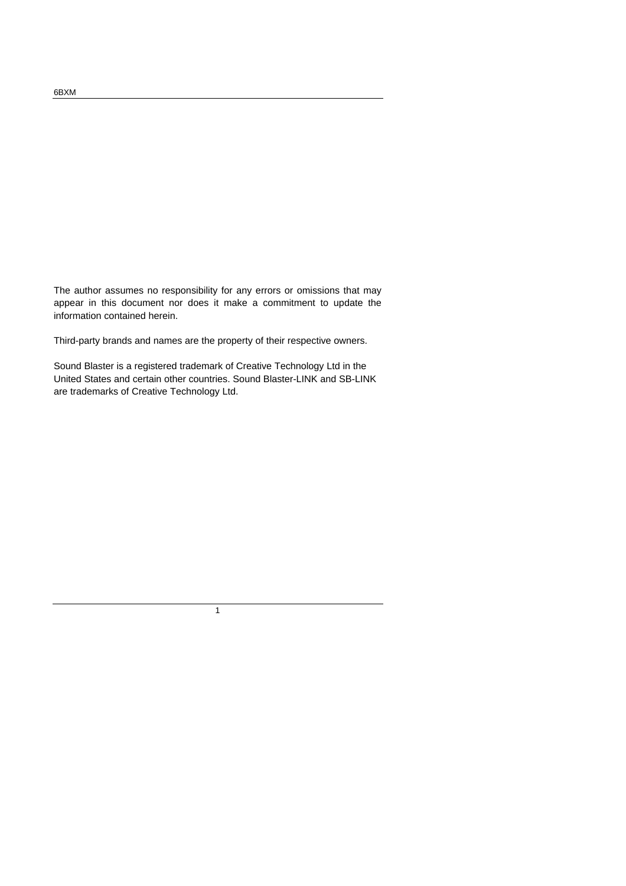The author assumes no responsibility for any errors or omissions that may appear in this document nor does it make a commitment to update the information contained herein.

Third-party brands and names are the property of their respective owners.

Sound Blaster is a registered trademark of Creative Technology Ltd in the United States and certain other countries. Sound Blaster-LINK and SB-LINK are trademarks of Creative Technology Ltd.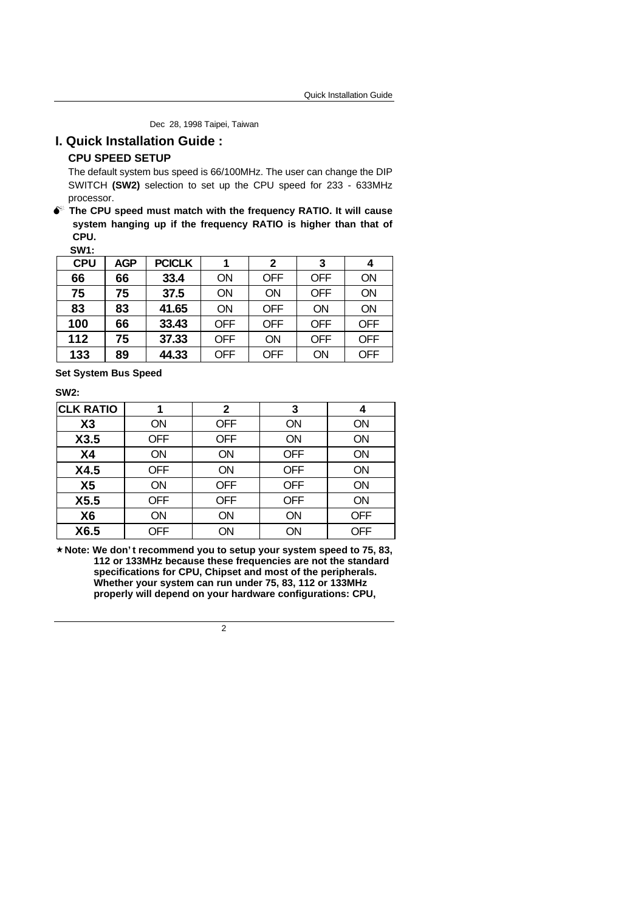Dec 28, 1998 Taipei, Taiwan

# I. Quick Installation Guide :

### CPU SPEED SETUP

The default system bus speed is 66/100MHz. The user can change the DIP SWITCH **(SW2)** selection to set up the CPU speed for 233 - 633MHz processor.

**The CPU speed must match with the frequency RATIO. It will cause system hanging up if the frequency RATIO is higher than that of CPU.**

**SW1:**

| CPU | AGP | PCICLK | 1 | 2 | 3 | 4 |
|---|---|---|---|---|---|---|
| **66** | **66** | **33.4** | ON | OFF | OFF | ON |
| **75** | **75** | **37.5** | ON | ON | OFF | ON |
| **83** | **83** | **41.65** | ON | OFF | ON | ON |
| **100** | **66** | **33.43** | OFF | OFF | OFF | OFF |
| **112** | **75** | **37.33** | OFF | ON | OFF | OFF |
| **133** | **89** | **44.33** | OFF | OFF | ON | OFF |

**Set System Bus Speed**

**SW2:**

| CLK RATIO | 1 | 2 | 3 | 4 |
|---|---|---|---|---|
| **X3** | ON | OFF | ON | ON |
| **X3.5** | OFF | OFF | ON | ON |
| **X4** | ON | ON | OFF | ON |
| **X4.5** | OFF | ON | OFF | ON |
| **X5** | ON | OFF | OFF | ON |
| **X5.5** | OFF | OFF | OFF | ON |
| **X6** | ON | ON | ON | OFF |
| **X6.5** | OFF | ON | ON | OFF |

★**Note: We don't recommend you to setup your system speed to 75, 83, 112 or 133MHz because these frequencies are not the standard specifications for CPU, Chipset and most of the peripherals. Whether your system can run under 75, 83, 112 or 133MHz properly will depend on your hardware configurations: CPU,**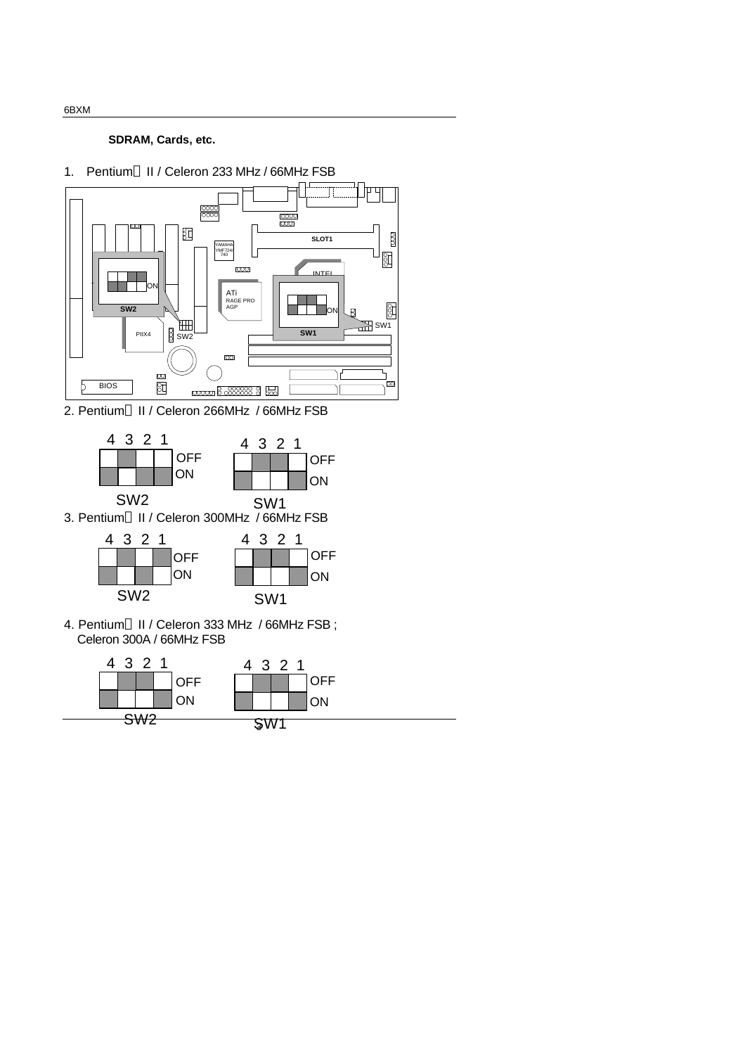**SDRAM, Cards, etc.**

1. Pentium II / Celeron 233 MHz / 66MHz FSB

SLOT1
YAMAHA YMF724/740
INTEL
ATi RAGE PRO AGP
ON
SW2
ON
SW1
SW1
PIIX4
SW2
BIOS

2. Pentium II / Celeron 266MHz / 66MHz FSB

4 3 2 1
OFF
ON
SW2

4 3 2 1
OFF
ON
SW1

3. Pentium II / Celeron 300MHz / 66MHz FSB

4 3 2 1
OFF
ON
SW2

4 3 2 1
OFF
ON
SW1

4. Pentium II / Celeron 333 MHz / 66MHz FSB ;
Celeron 300A / 66MHz FSB

4 3 2 1
OFF
ON
SW2

4 3 2 1
OFF
ON
SW1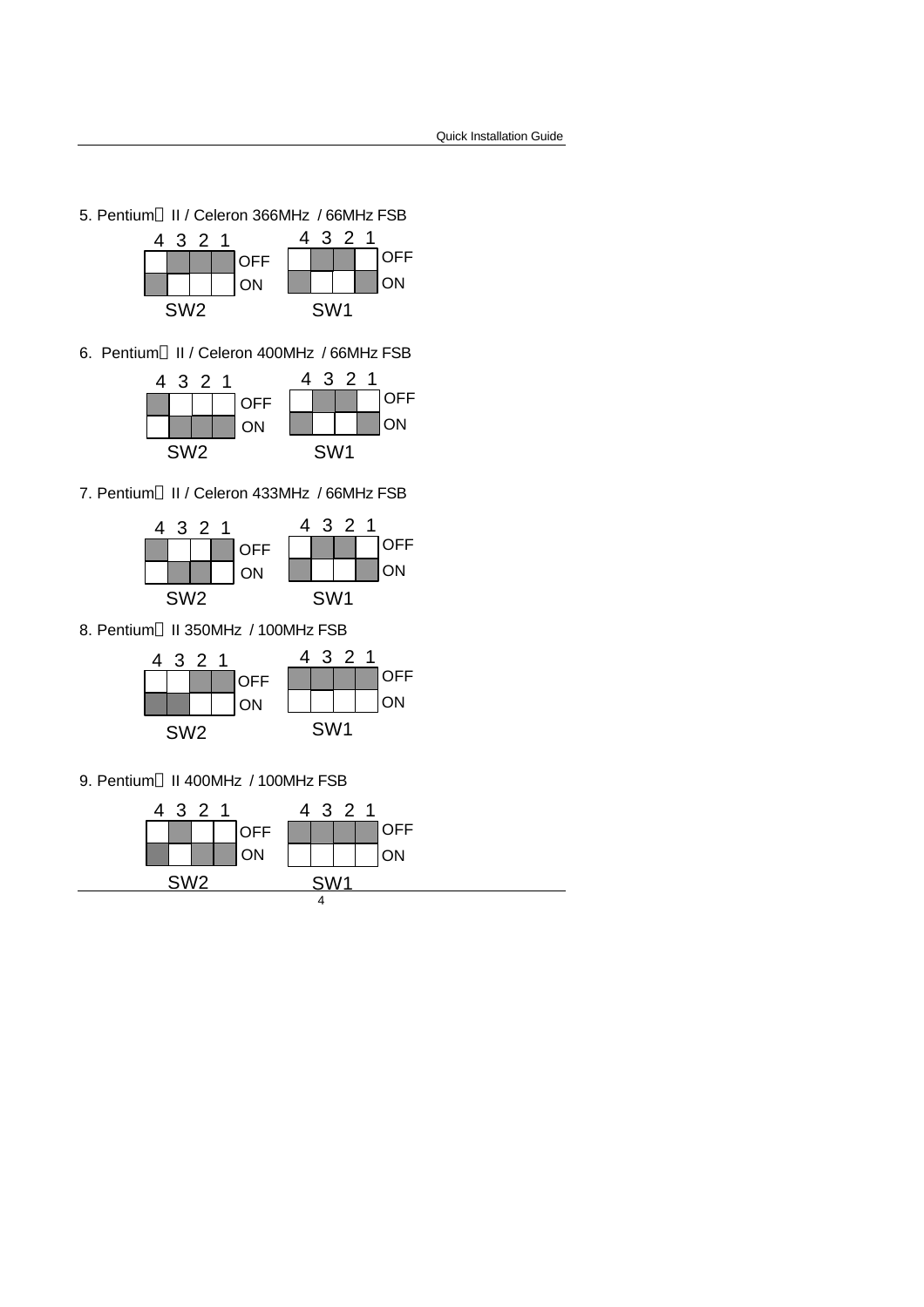5. Pentium® II / Celeron 366MHz / 66MHz FSB

**SW2**

| | 4 | 3 | 2 | 1 |
|---|---|---|---|---|
| OFF | | ■ | ■ | ■ |
| ON | ■ | | | |

**SW1**

| | 4 | 3 | 2 | 1 |
|---|---|---|---|---|
| OFF | | ■ | ■ | |
| ON | ■ | | | ■ |

6. Pentium® II / Celeron 400MHz / 66MHz FSB

**SW2**

| | 4 | 3 | 2 | 1 |
|---|---|---|---|---|
| OFF | ■ | | | |
| ON | | ■ | ■ | ■ |

**SW1**

| | 4 | 3 | 2 | 1 |
|---|---|---|---|---|
| OFF | | ■ | ■ | |
| ON | ■ | | | ■ |

7. Pentium® II / Celeron 433MHz / 66MHz FSB

**SW2**

| | 4 | 3 | 2 | 1 |
|---|---|---|---|---|
| OFF | ■ | | | ■ |
| ON | | ■ | ■ | |

**SW1**

| | 4 | 3 | 2 | 1 |
|---|---|---|---|---|
| OFF | | ■ | ■ | |
| ON | ■ | | | ■ |

8. Pentium® II 350MHz / 100MHz FSB

**SW2**

| | 4 | 3 | 2 | 1 |
|---|---|---|---|---|
| OFF | | | ■ | ■ |
| ON | ■ | ■ | | |

**SW1**

| | 4 | 3 | 2 | 1 |
|---|---|---|---|---|
| OFF | ■ | ■ | ■ | ■ |
| ON | | | | |

9. Pentium® II 400MHz / 100MHz FSB

**SW2**

| | 4 | 3 | 2 | 1 |
|---|---|---|---|---|
| OFF | | ■ | | |
| ON | ■ | | ■ | ■ |

**SW1**

| | 4 | 3 | 2 | 1 |
|---|---|---|---|---|
| OFF | ■ | ■ | ■ | ■ |
| ON | | | | |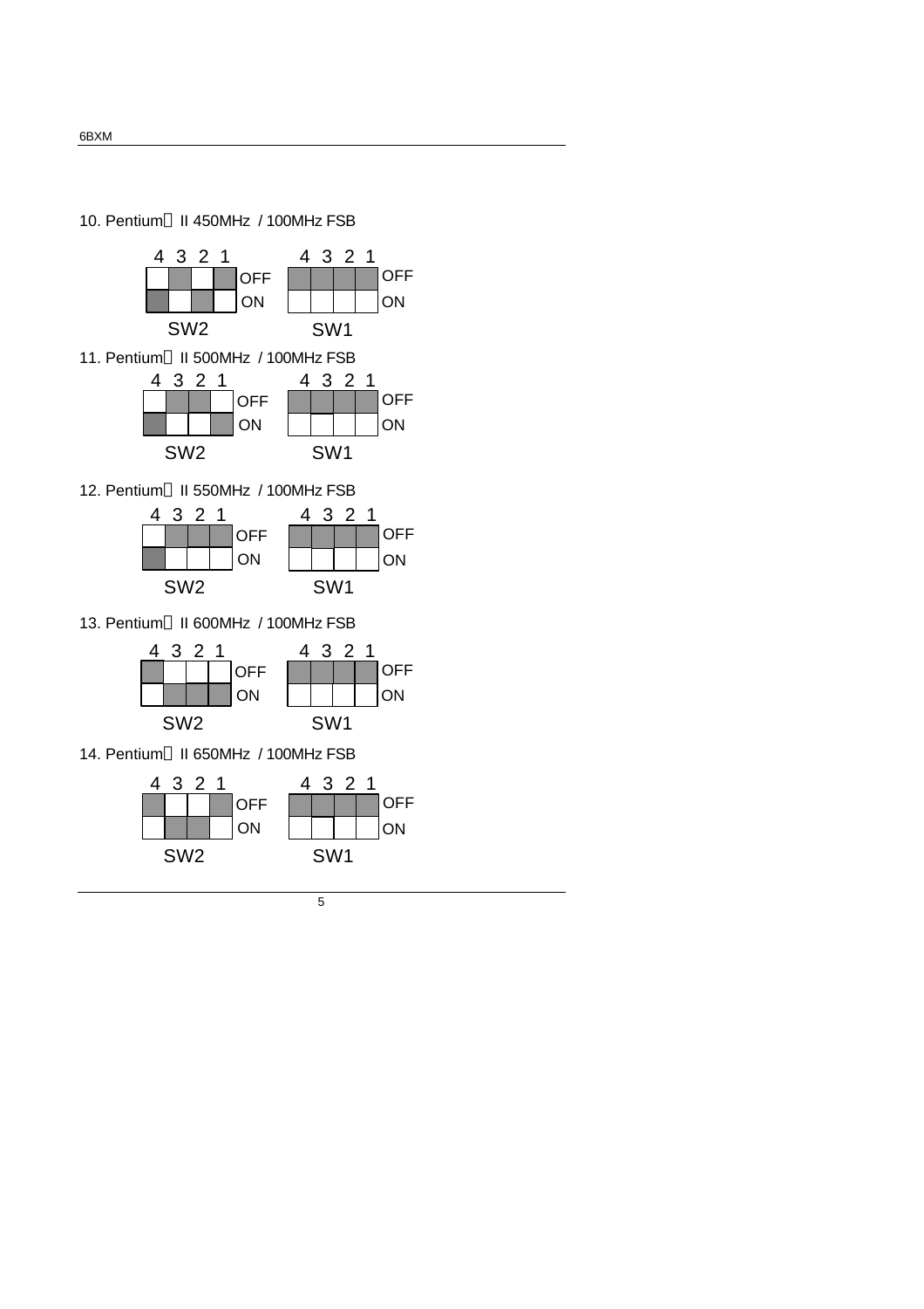10. Pentium® II 450MHz / 100MHz FSB

4 3 2 1 OFF ON
SW2

4 3 2 1 OFF ON
SW1

11. Pentium® II 500MHz / 100MHz FSB

4 3 2 1 OFF ON
SW2

4 3 2 1 OFF ON
SW1

12. Pentium® II 550MHz / 100MHz FSB

4 3 2 1 OFF ON
SW2

4 3 2 1 OFF ON
SW1

13. Pentium® II 600MHz / 100MHz FSB

4 3 2 1 OFF ON
SW2

4 3 2 1 OFF ON
SW1

14. Pentium® II 650MHz / 100MHz FSB

4 3 2 1 OFF ON
SW2

4 3 2 1 OFF ON
SW1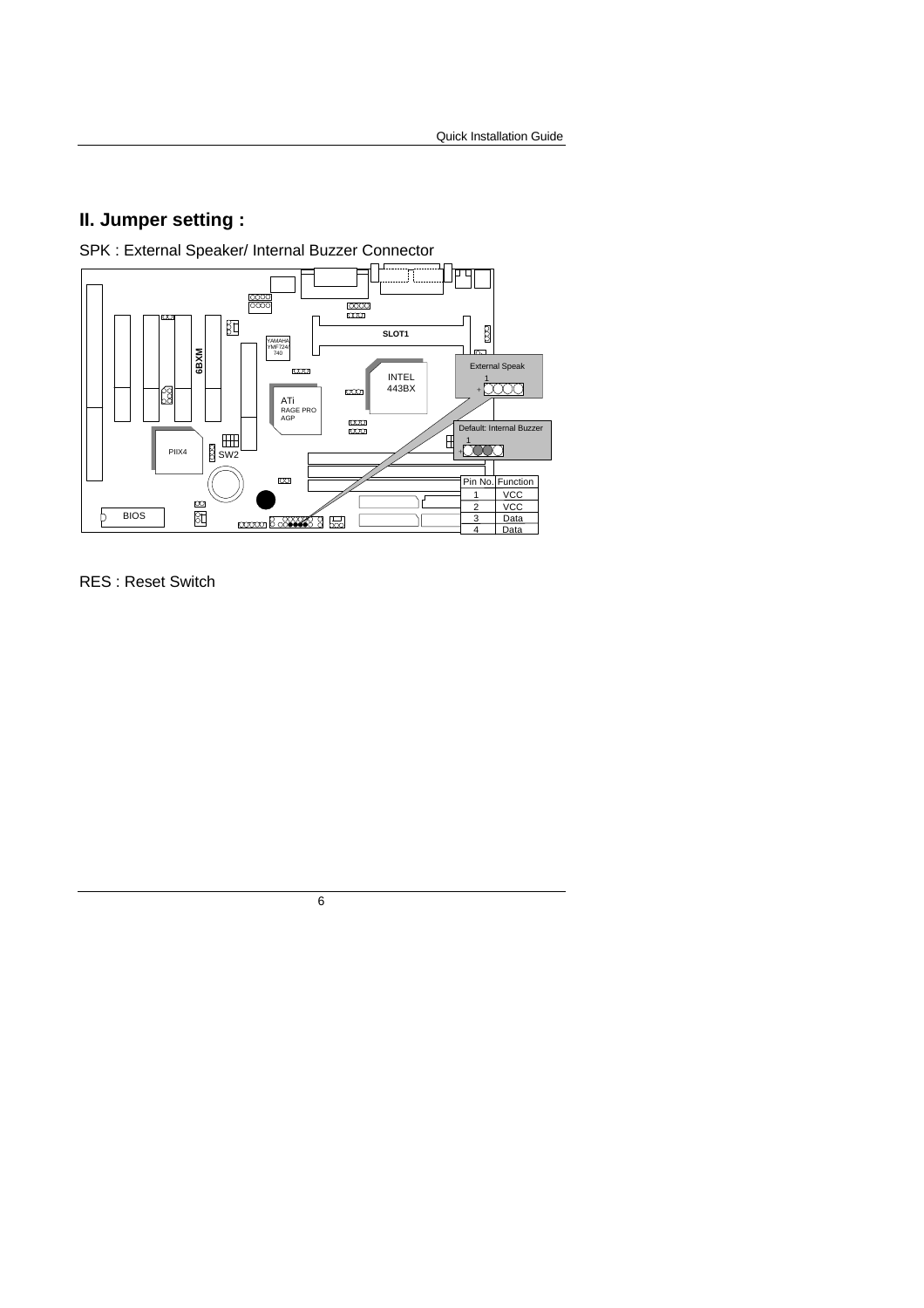## II. Jumper setting :

SPK : External Speaker/ Internal Buzzer Connector

| Pin No. | Function |
|---|---|
| 1 | VCC |
| 2 | VCC |
| 3 | Data |
| 4 | Data |

RES : Reset Switch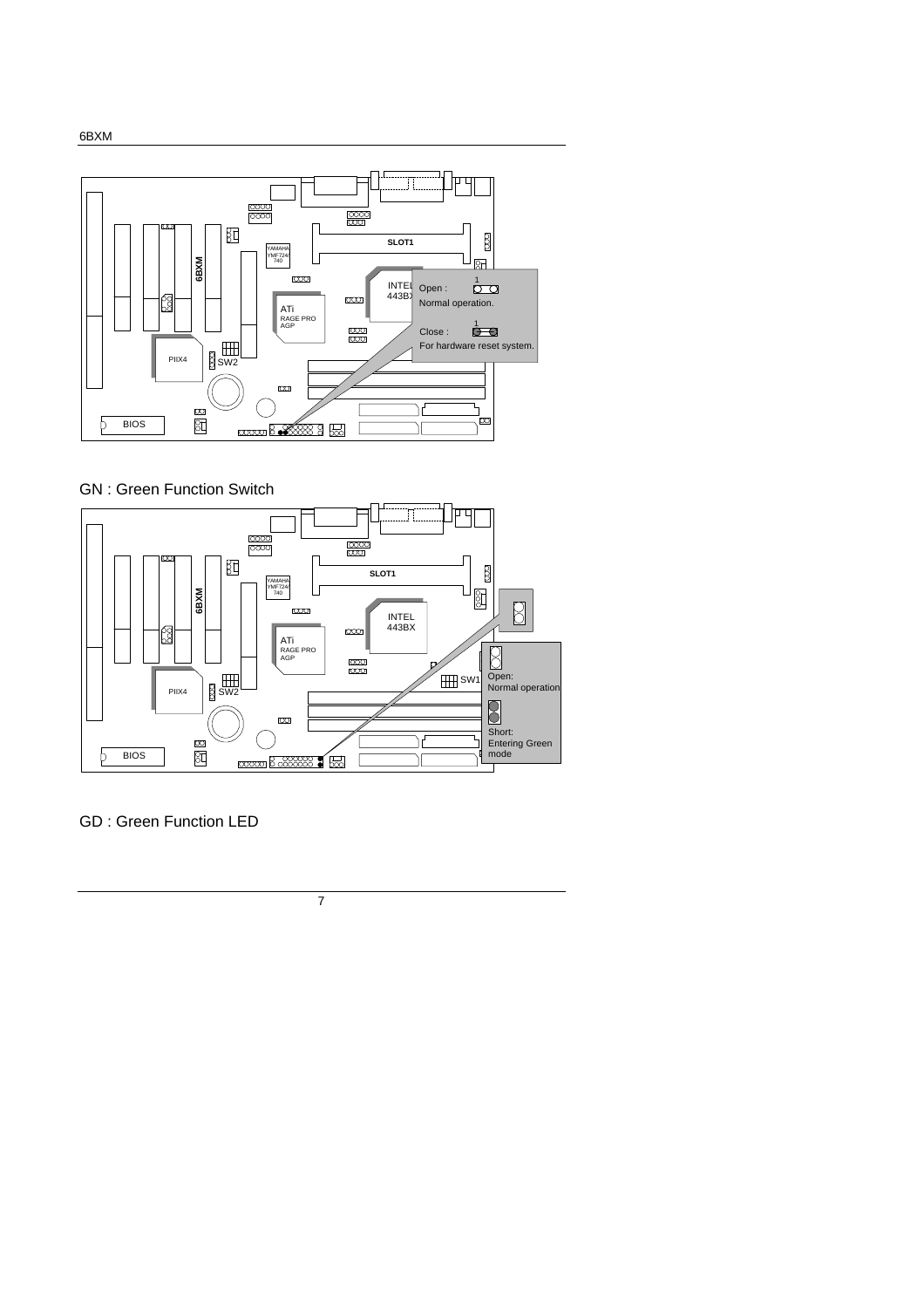Open : Normal operation.

Close : For hardware reset system.

GN : Green Function Switch

Open: Normal operation

Short: Entering Green mode

GD : Green Function LED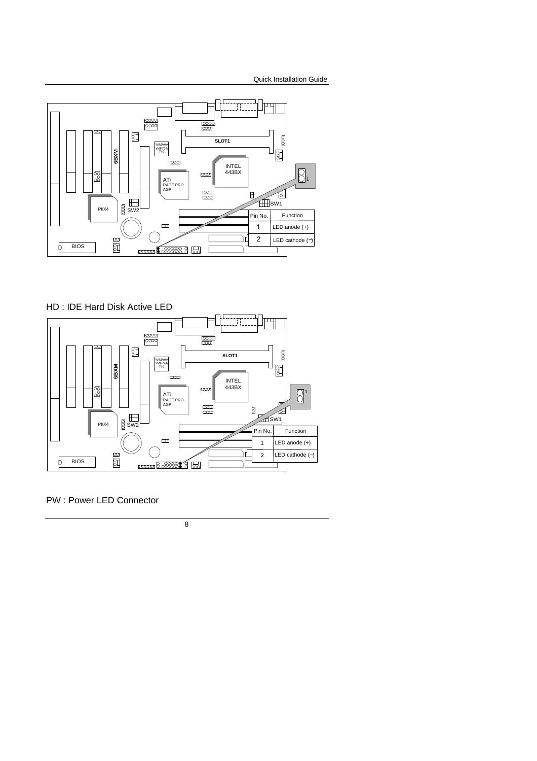SLOT1

YAMAHA YMF724/740

6BXM

INTEL 443BX

ATi RAGE PRO AGP

PIIX4

SW2

SW1

BIOS

1

| Pin No. | Function |
|---|---|
| 1 | LED anode (+) |
| 2 | LED cathode (−) |

HD : IDE Hard Disk Active LED

SLOT1

YAMAHA YMF724/740

6BXM

INTEL 443BX

ATi RAGE PRO AGP

PIIX4

SW2

SW1

BIOS

1

| Pin No. | Function |
|---|---|
| 1 | LED anode (+) |
| 2 | LED cathode (−) |

PW : Power LED Connector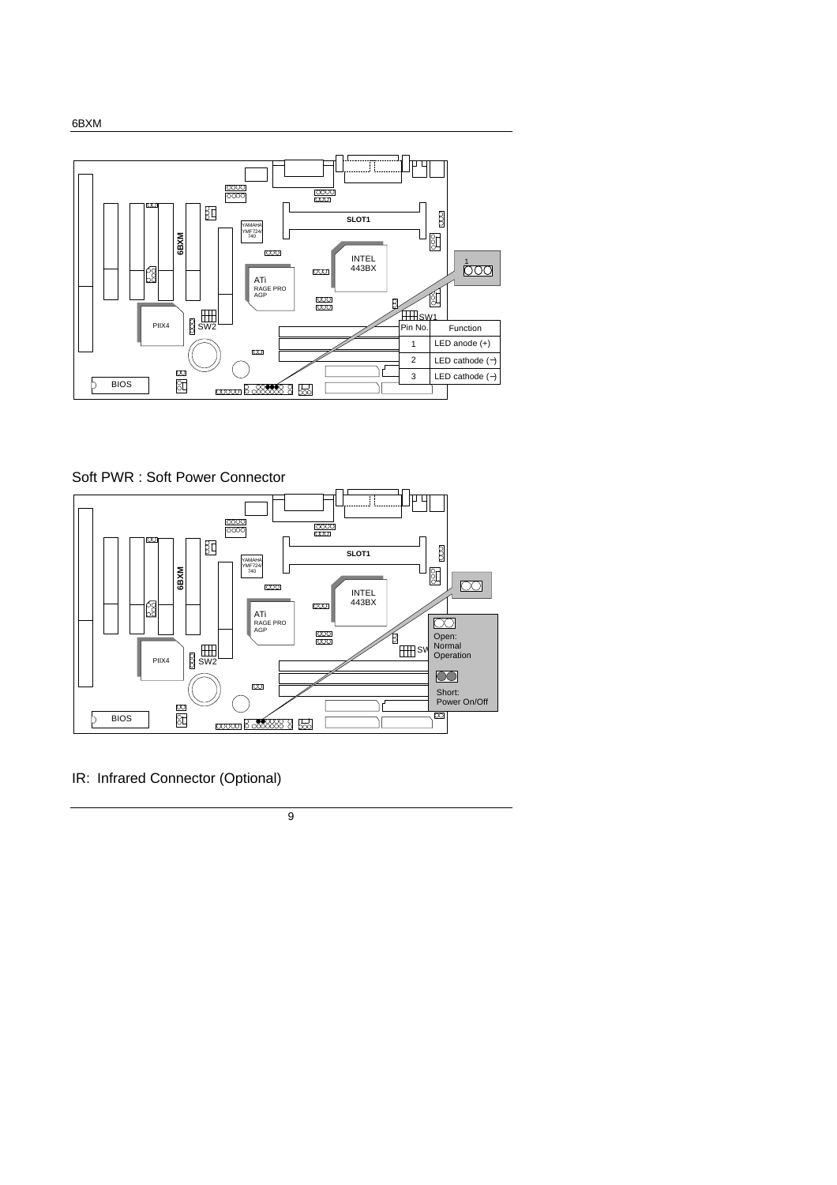YAMAHA
YMF724/
740

6BXM

SLOT1

INTEL
443BX

ATi
RAGE PRO
AGP

PIIX4

SW2

SW1

BIOS

1

| Pin No. | Function |
|---|---|
| 1 | LED anode (+) |
| 2 | LED cathode (−) |
| 3 | LED cathode (−) |

## Soft PWR : Soft Power Connector

YAMAHA
YMF724/
740

6BXM

SLOT1

INTEL
443BX

ATi
RAGE PRO
AGP

PIIX4

SW2

BIOS

Open:
Normal
Operation

Short:
Power On/Off

## IR: Infrared Connector (Optional)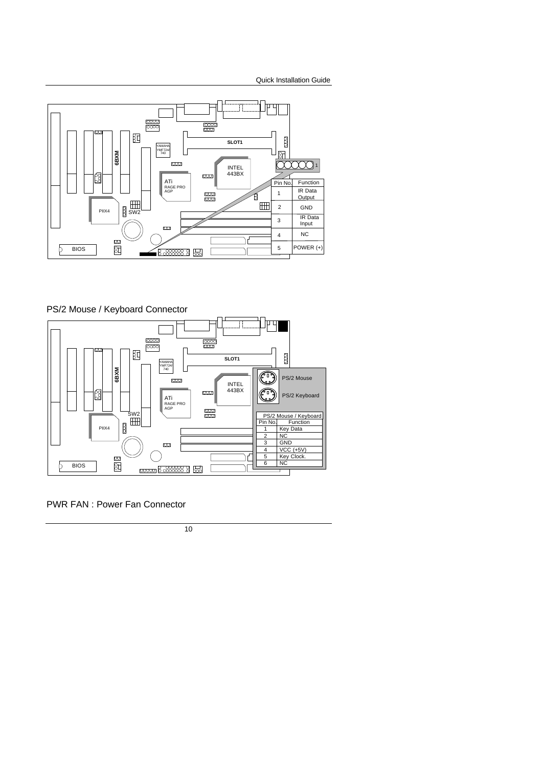| Pin No. | Function |
|---|---|
| 1 | IR Data Output |
| 2 | GND |
| 3 | IR Data Input |
| 4 | NC |
| 5 | POWER (+) |

## PS/2 Mouse / Keyboard Connector

PS/2 Mouse

PS/2 Keyboard

| PS/2 Mouse / Keyboard | |
|---|---|
| Pin No. | Function |
| 1 | Key Data |
| 2 | NC |
| 3 | GND |
| 4 | VCC (+5V) |
| 5 | Key Clock. |
| 6 | NC |

## PWR FAN : Power Fan Connector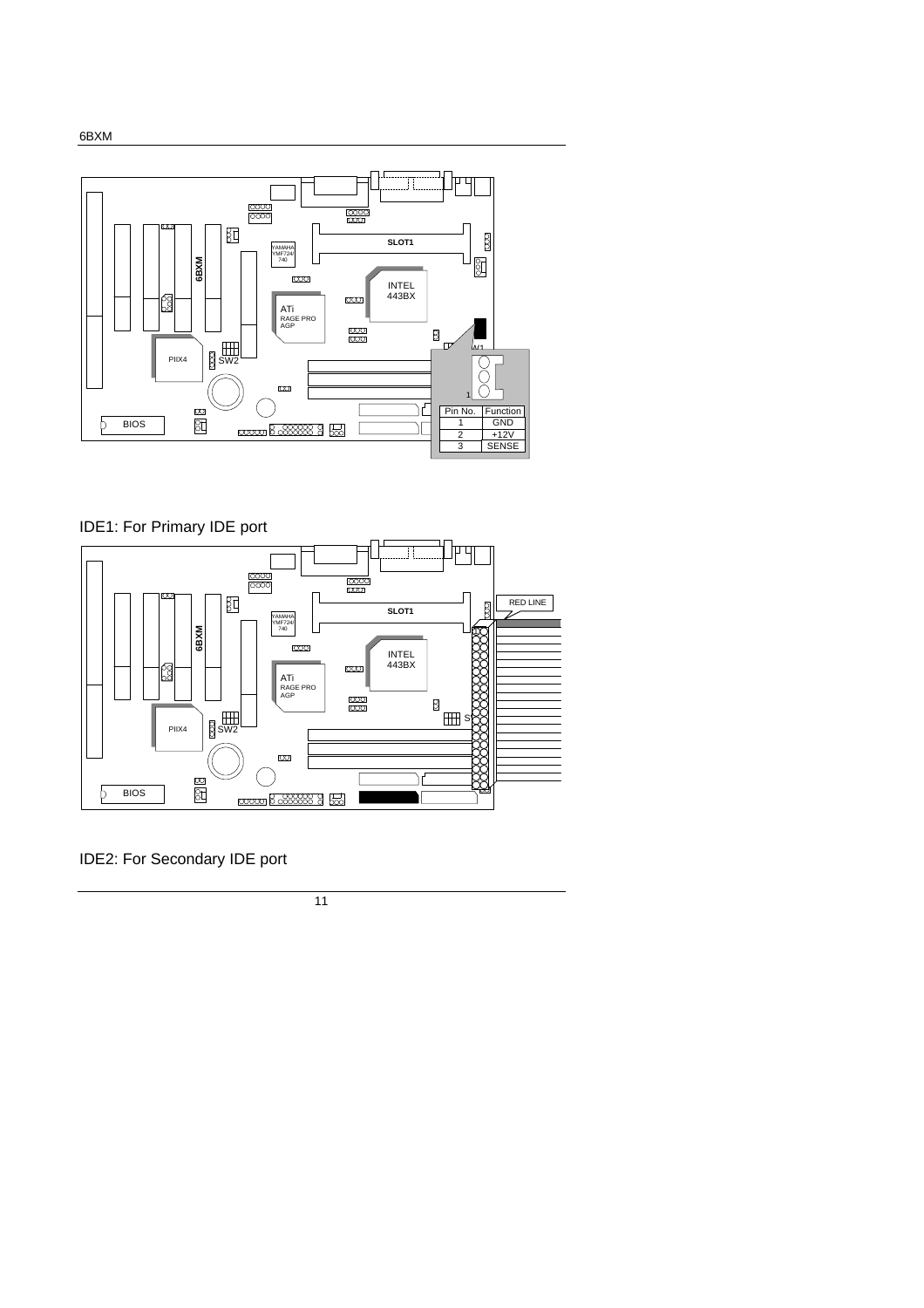| Pin No. | Function |
| --- | --- |
| 1 | GND |
| 2 | +12V |
| 3 | SENSE |

IDE1: For Primary IDE port

IDE2: For Secondary IDE port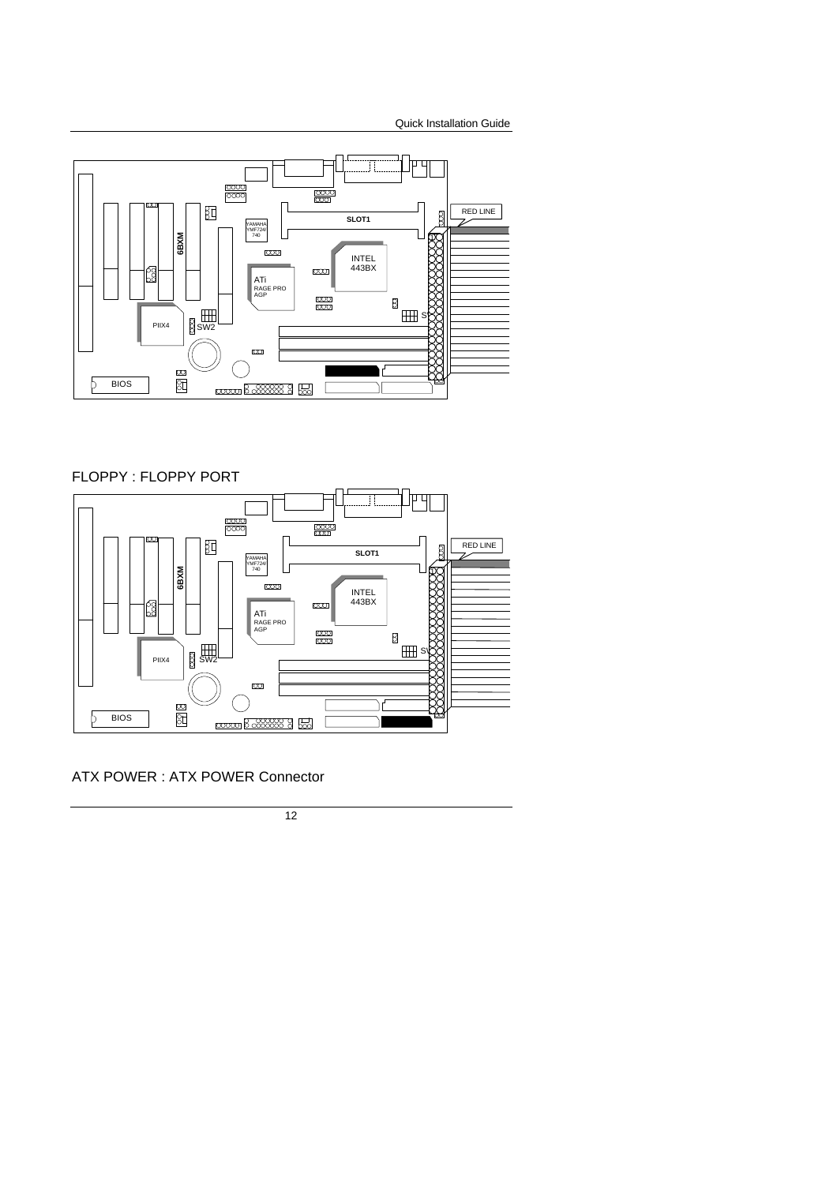SLOT1

RED LINE

YAMAHA YMF724/ 740

6BXM

INTEL 443BX

ATi RAGE PRO AGP

PIIX4

SW2

SW

BIOS

FLOPPY : FLOPPY PORT

SLOT1

RED LINE

YAMAHA YMF724/ 740

6BXM

INTEL 443BX

ATi RAGE PRO AGP

PIIX4

SW2

SW

BIOS

ATX POWER : ATX POWER Connector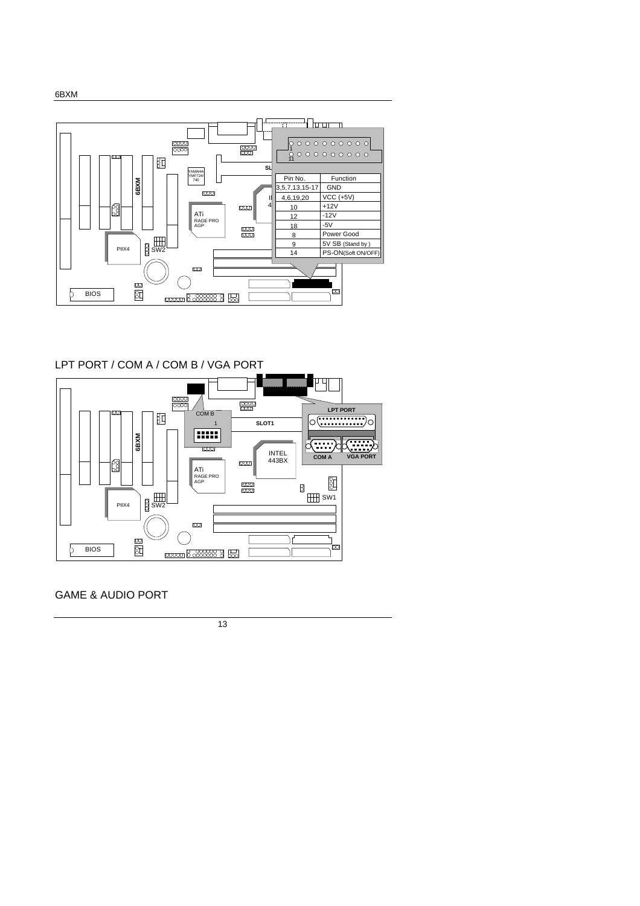1

11

| Pin No. | Function |
|---|---|
| 3,5,7,13,15-17 | GND |
| 4,6,19,20 | VCC (+5V) |
| 10 | +12V |
| 12 | -12V |
| 18 | -5V |
| 8 | Power Good |
| 9 | 5V SB (Stand by ) |
| 14 | PS-ON(Soft ON/OFF) |

## LPT PORT / COM A / COM B / VGA PORT

COM B

1

LPT PORT

COM A

VGA PORT

## GAME & AUDIO PORT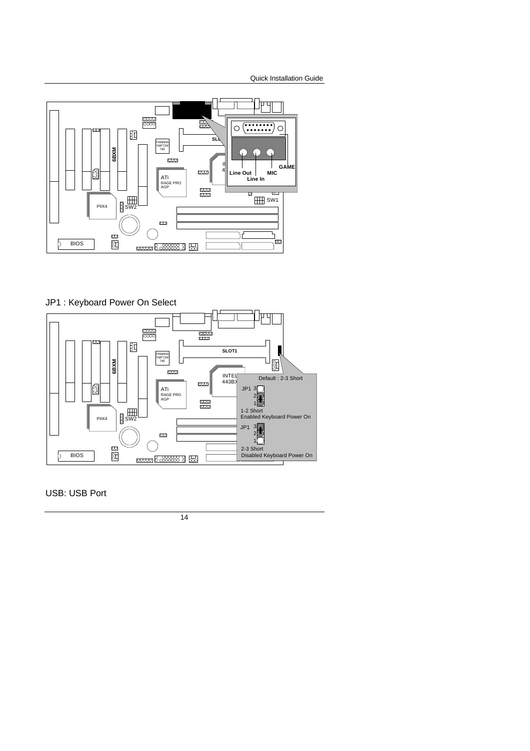Line Out
Line In
MIC
GAME

JP1 : Keyboard Power On Select

Default : 2-3 Short

JP1 3 2 1
1-2 Short
Enabled Keyboard Power On

JP1 3 2 1
2-3 Short
Disabled Keyboard Power On

USB: USB Port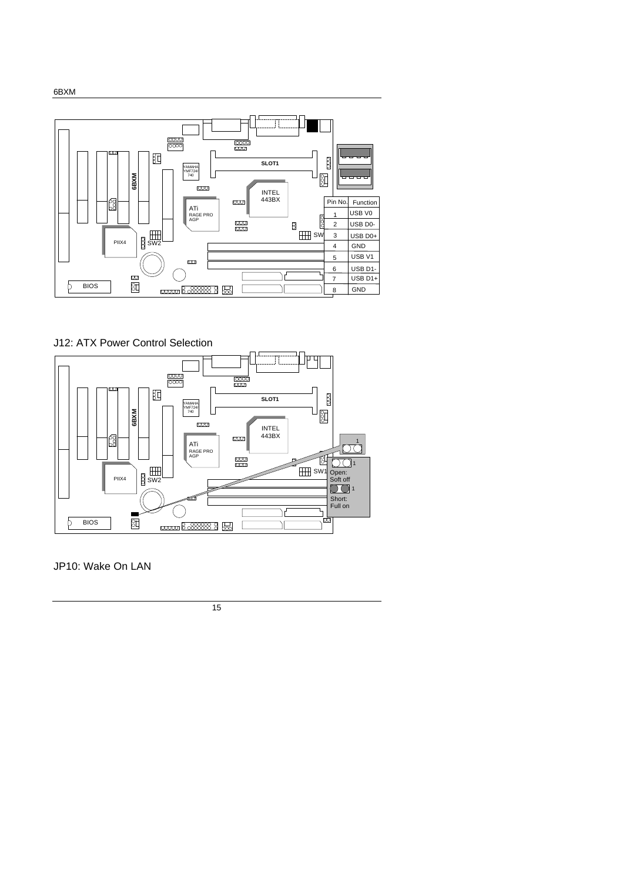| Pin No. | Function |
| --- | --- |
| 1 | USB V0 |
| 2 | USB D0- |
| 3 | USB D0+ |
| 4 | GND |
| 5 | USB V1 |
| 6 | USB D1- |
| 7 | USB D1+ |
| 8 | GND |

## J12: ATX Power Control Selection

Open: Soft off

Short: Full on

## JP10: Wake On LAN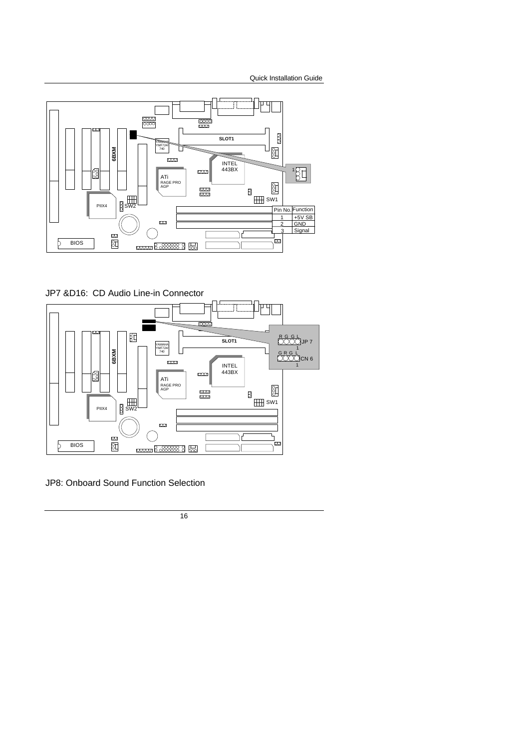SLOT1

INTEL 443BX

ATi RAGE PRO AGP

PIIX4

SW2

SW1

BIOS

6BXM

YAMAHA YMF724/ 740

| Pin No. | Function |
| --- | --- |
| 1 | +5V SB |
| 2 | GND |
| 3 | Signal |

## JP7 &D16: CD Audio Line-in Connector

R G G L
JP 7
1
G R G L
CN 6
1

SLOT1

INTEL 443BX

ATi RAGE PRO AGP

PIIX4

SW2

SW1

BIOS

6BXM

YAMAHA YMF724/ 740

## JP8: Onboard Sound Function Selection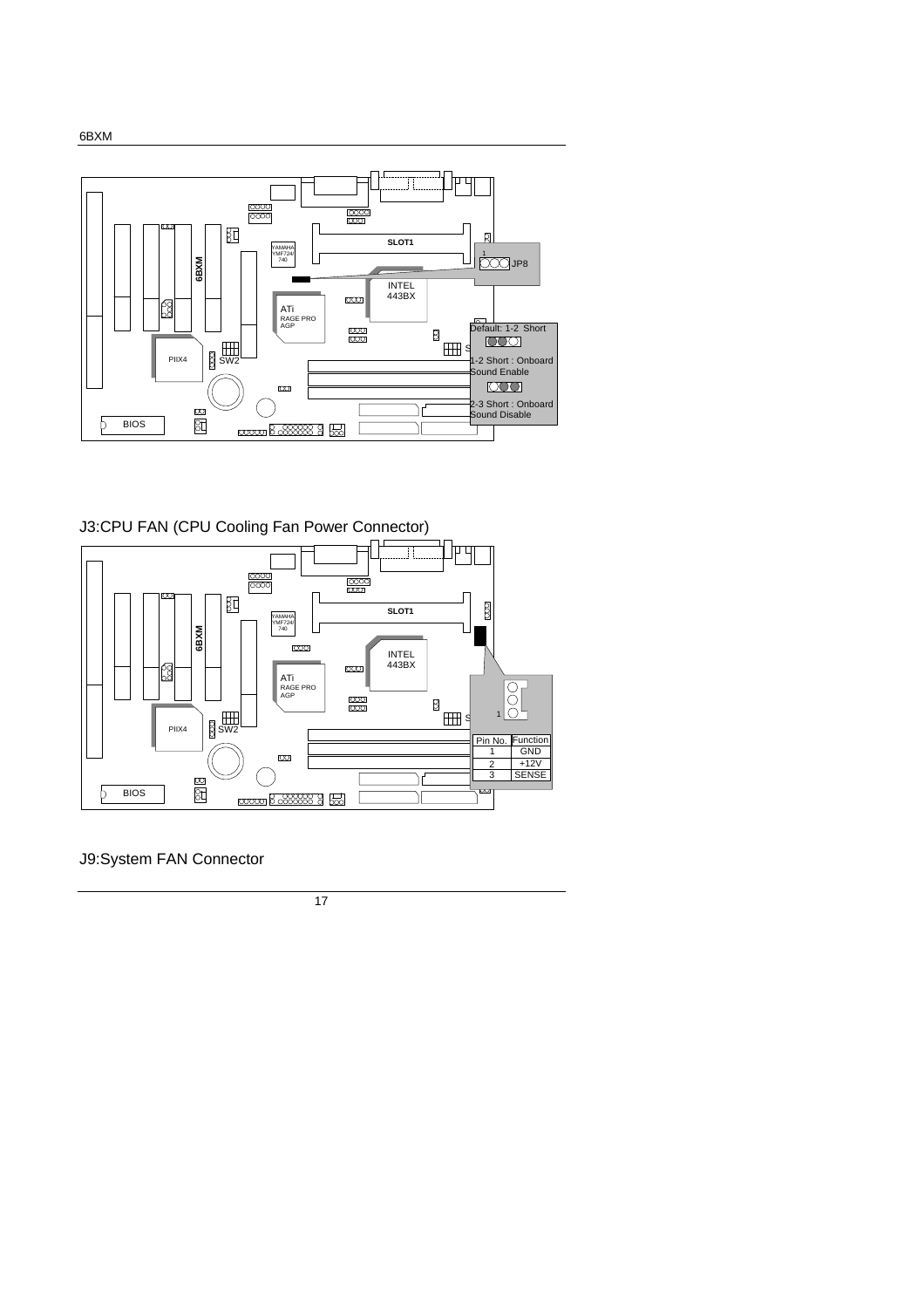Default: 1-2 Short

1-2 Short : Onboard Sound Enable

2-3 Short : Onboard Sound Disable

## J3:CPU FAN (CPU Cooling Fan Power Connector)

| Pin No. | Function |
|---|---|
| 1 | GND |
| 2 | +12V |
| 3 | SENSE |

## J9:System FAN Connector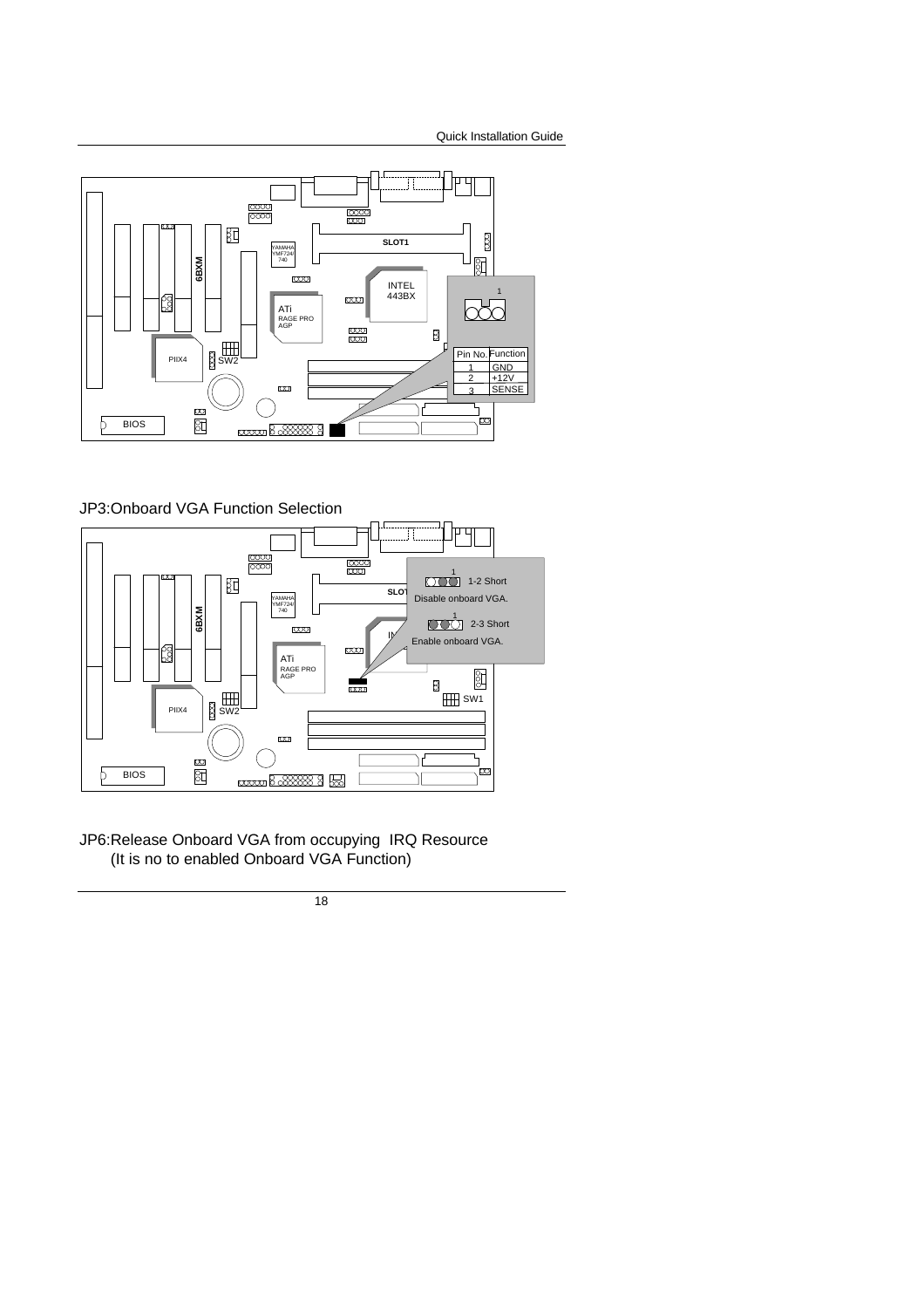SLOT1

INTEL 443BX

YAMAHA YMF724/740

6BXM

ATi RAGE PRO AGP

PIIX4

SW2

BIOS

1

| Pin No. | Function |
|---|---|
| 1 | GND |
| 2 | +12V |
| 3 | SENSE |

JP3:Onboard VGA Function Selection

1

1-2 Short

Disable onboard VGA.

1

2-3 Short

Enable onboard VGA.

SW1

JP6:Release Onboard VGA from occupying IRQ Resource
(It is no to enabled Onboard VGA Function)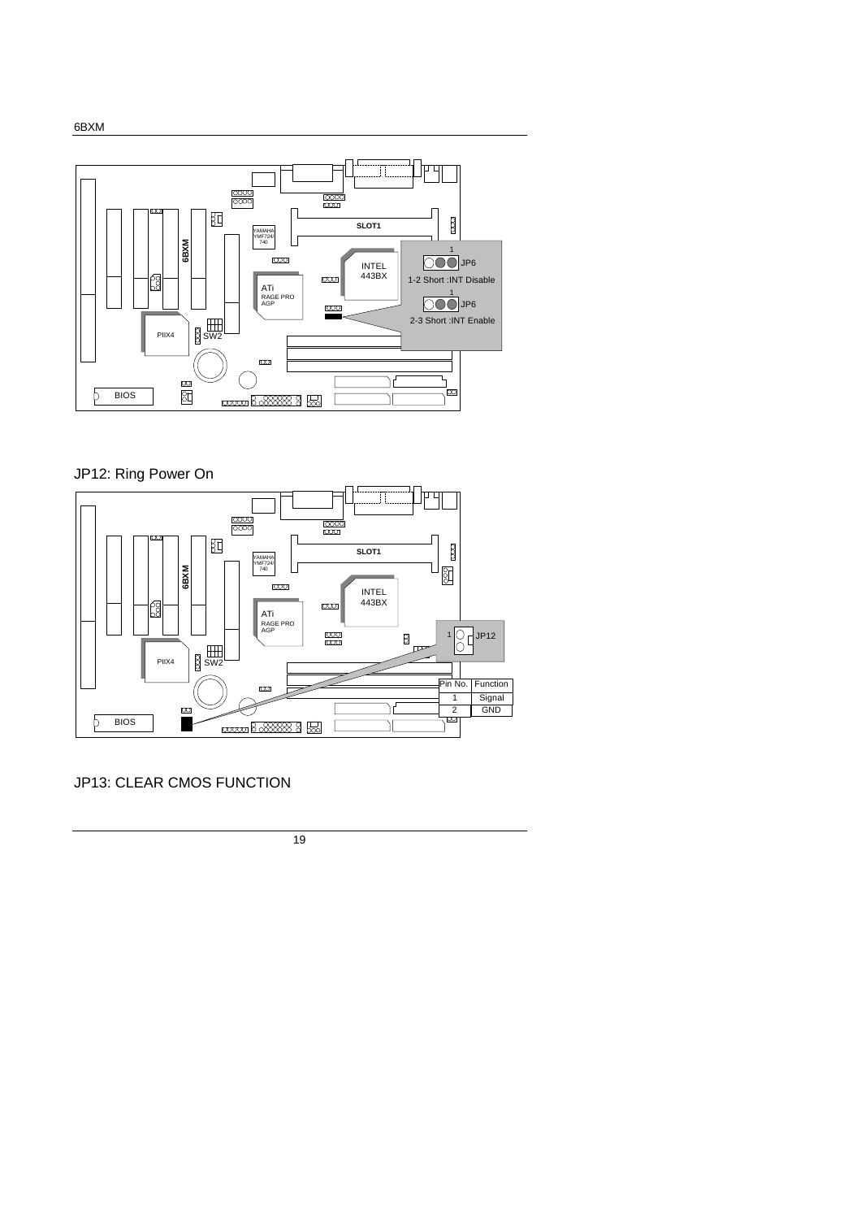JP6 1-2 Short :INT Disable

JP6 2-3 Short :INT Enable

## JP12: Ring Power On

| Pin No. | Function |
| --- | --- |
| 1 | Signal |
| 2 | GND |

## JP13: CLEAR CMOS FUNCTION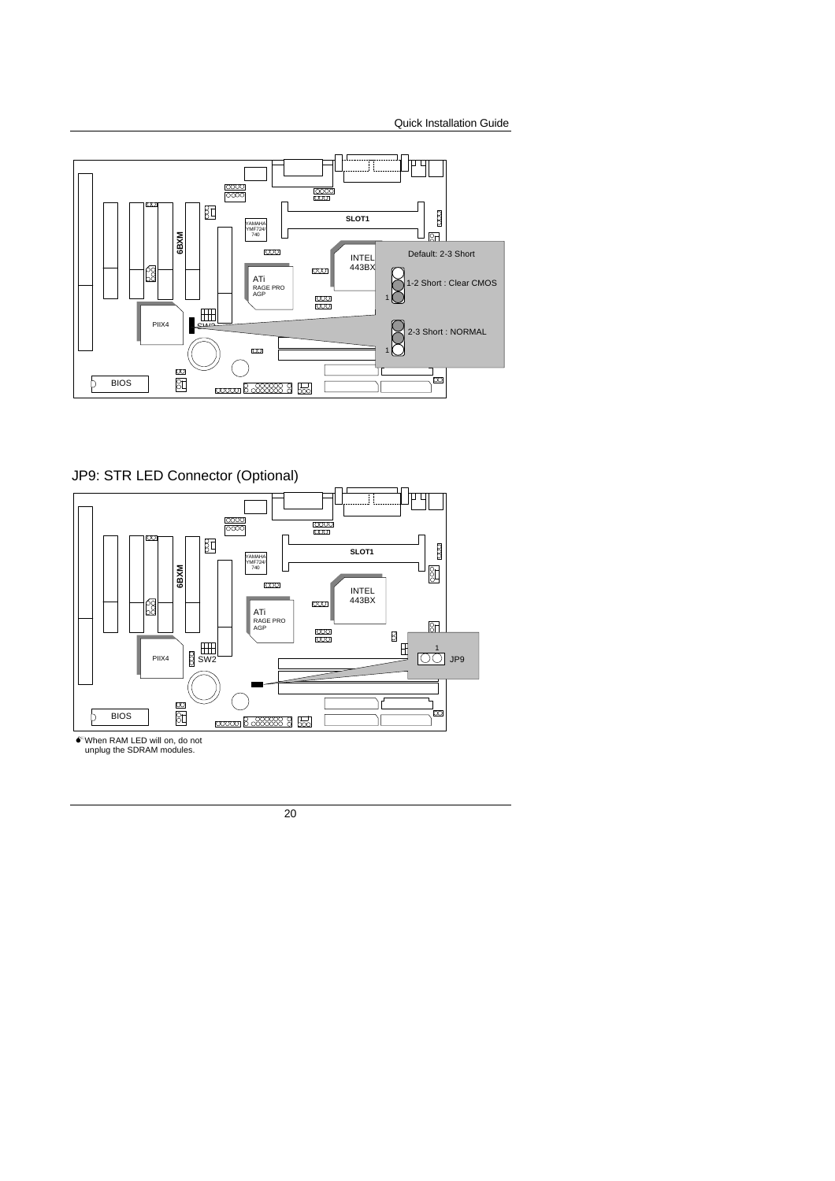6BXM

SLOT1

YAMAHA YMF724/ 740

INTEL 443BX

ATi RAGE PRO AGP

PIIX4

SW2

BIOS

Default: 2-3 Short

1-2 Short : Clear CMOS

2-3 Short : NORMAL

1

## JP9: STR LED Connector (Optional)

6BXM

SLOT1

YAMAHA YMF724/ 740

INTEL 443BX

ATi RAGE PRO AGP

PIIX4

SW2

BIOS

1

JP9

When RAM LED will on, do not unplug the SDRAM modules.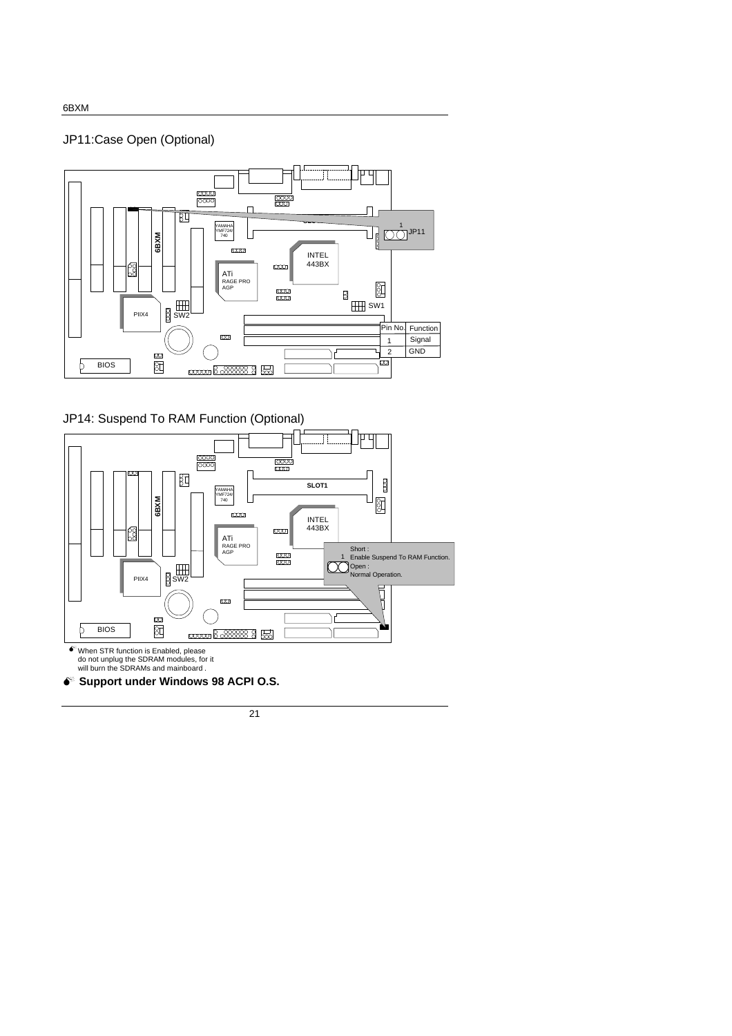## JP11:Case Open (Optional)

| Pin No. | Function |
| --- | --- |
| 1 | Signal |
| 2 | GND |

## JP14: Suspend To RAM Function (Optional)

Short : Enable Suspend To RAM Function.

Open : Normal Operation.

- When STR function is Enabled, please do not unplug the SDRAM modules, for it will burn the SDRAMs and mainboard .

- **Support under Windows 98 ACPI O.S.**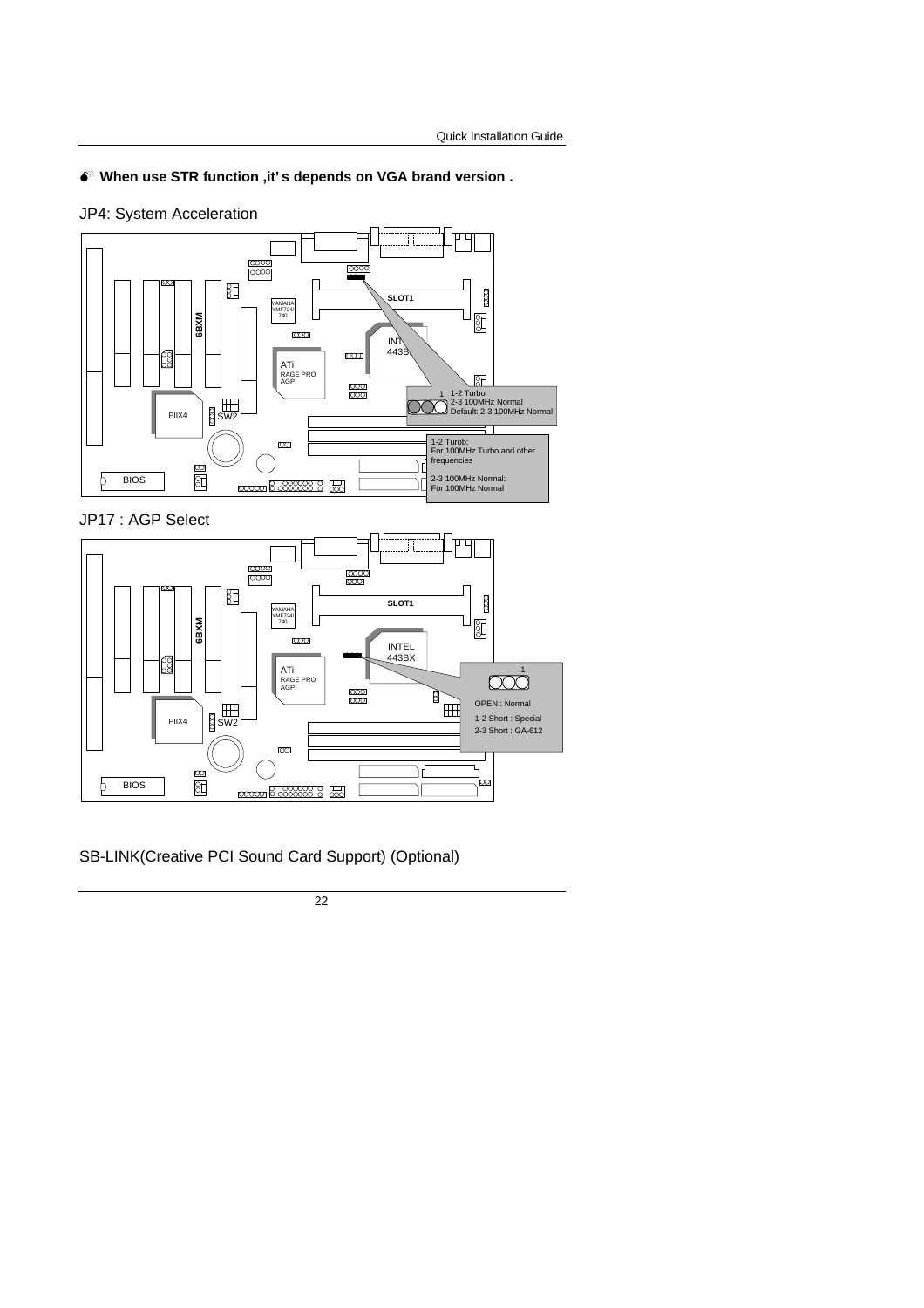- **When use STR function ,it' s depends on VGA brand version .**

JP4: System Acceleration

1-2 Turbo
2-3 100MHz Normal
Default: 2-3 100MHz Normal

1-2 Turob:
For 100MHz Turbo and other frequencies

2-3 100MHz Normal:
For 100MHz Normal

JP17 : AGP Select

OPEN : Normal
1-2 Short : Special
2-3 Short : GA-612

SB-LINK(Creative PCI Sound Card Support) (Optional)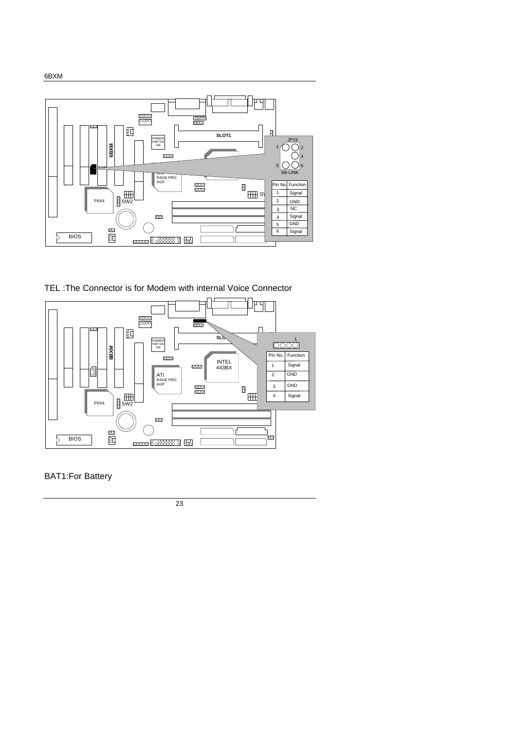JP19

SB-LINK

| Pin No. | Function |
| --- | --- |
| 1 | Signal |
| 2 | GND |
| 3 | NC |
| 4 | Signal |
| 5 | GND |
| 6 | Signal |

TEL :The Connector is for Modem with internal Voice Connector

| Pin No. | Function |
| --- | --- |
| 1 | Signal |
| 2 | GND |
| 3 | GND |
| 4 | Signal |

BAT1:For Battery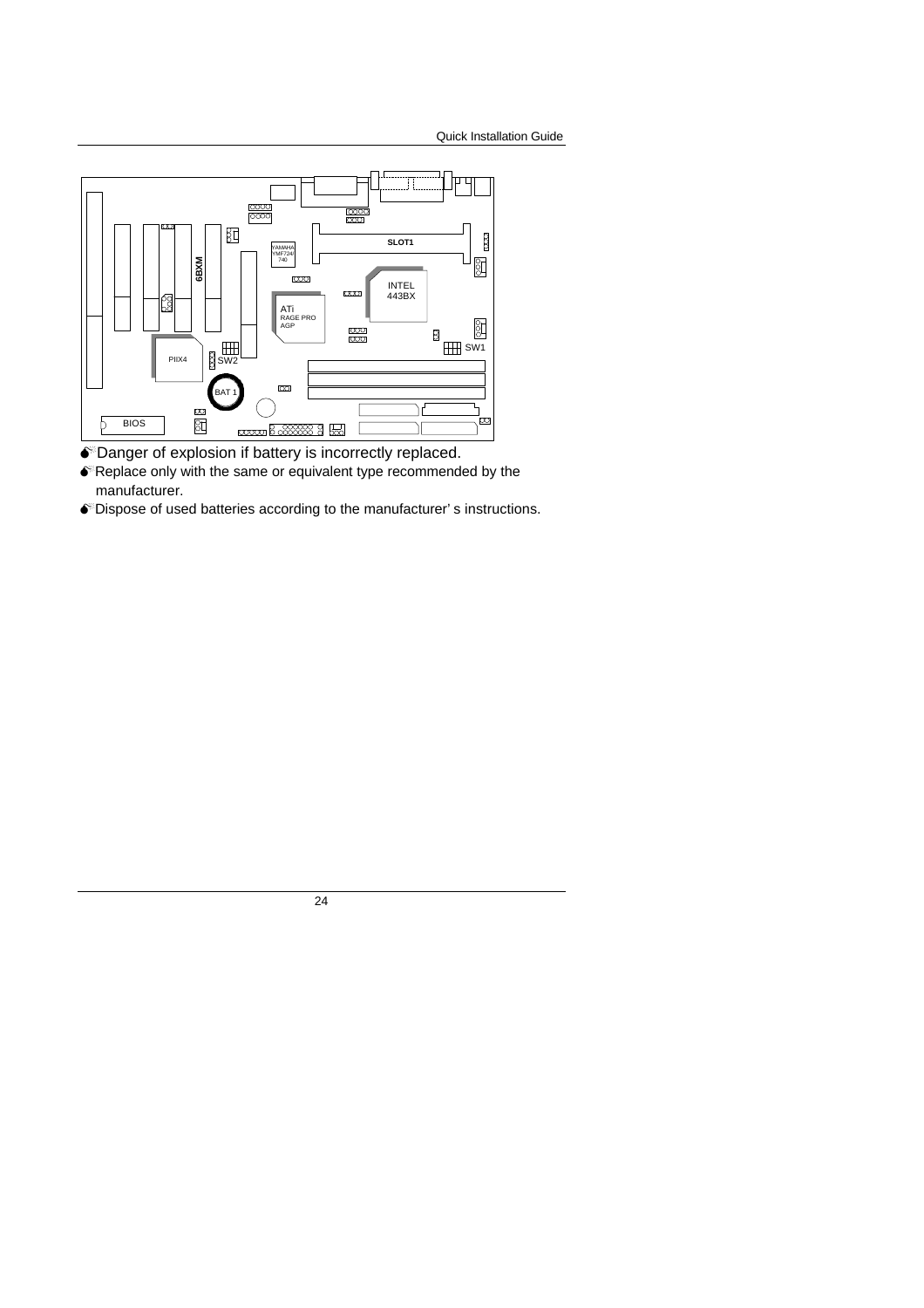BIOS

BAT 1

PIIX4

SW2

ATi
RAGE PRO
AGP

YAMAHA
YMF724/
740

6BXM

SLOT1

INTEL
443BX

SW1

- Danger of explosion if battery is incorrectly replaced.
- Replace only with the same or equivalent type recommended by the manufacturer.
- Dispose of used batteries according to the manufacturer' s instructions.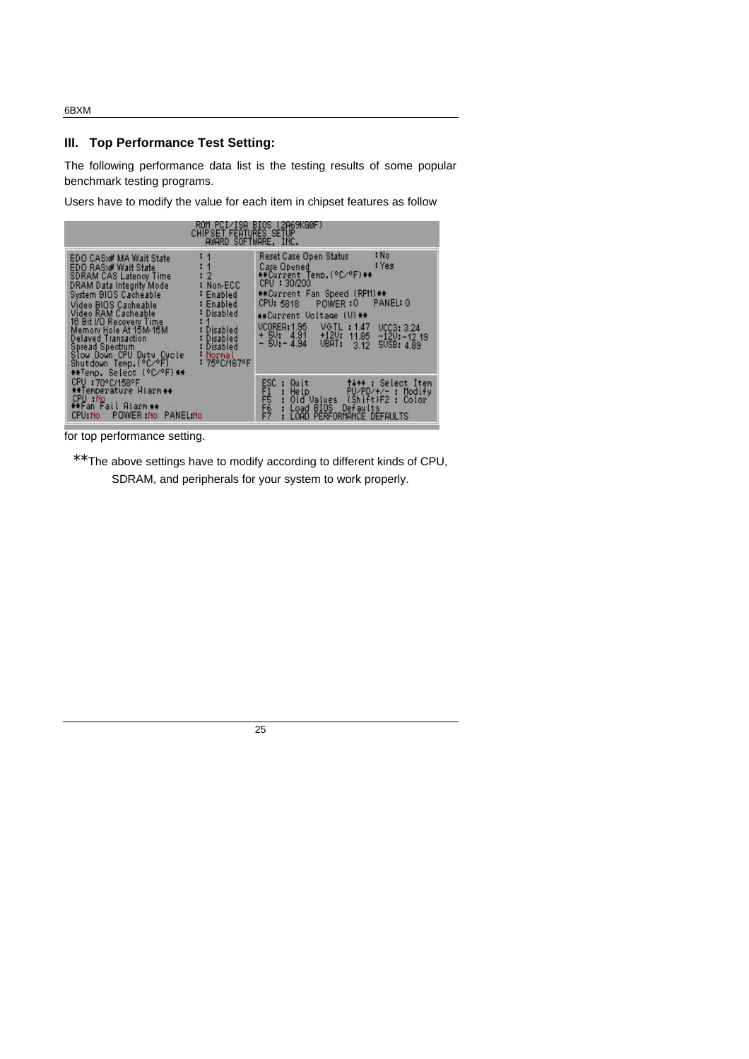## III. Top Performance Test Setting:

The following performance data list is the testing results of some popular benchmark testing programs.

Users have to modify the value for each item in chipset features as follow

```
                         ROM PCI/ISA BIOS (2A69KG0F)
                           CHIPSET FEATURES SETUP
                            AWARD SOFTWARE, INC.

EDO CAS x# MA Wait State     : 1          Reset Case Open Status      : No
EDO RAS x# Wait State        : 1          Case Opened                 : Yes
SDRAM CAS Latency Time       : 2          **Current Temp.(°C/°F)**
DRAM Data Integrity Mode     : Non-ECC    CPU : 30/200
System BIOS Cacheable        : Enabled    **Current Fan Speed (RPM)**
Video BIOS Cacheable         : Enabled    CPU: 5818   POWER :0    PANEL: 0
Video RAM Cacheable          : Disabled   **Current Voltage (V)**
16 Bit I/O Recovery Time     : 1          VCOREA:1.95  VGTL : 1.47  VCC3: 3.24
Memory Hole At 15M-16M       : Disabled   + 5V:  4.91  +12V: 11.85  -12V:-12.19
Delayed Transaction          : Disabled   - 5V:- 4.94  VBAT:  3.12  5VSB: 4.89
Spread Spectrum              : Disabled
Slow Down CPU Duty Cycle     : Normal
Shutdown Temp.(°C/°F)        : 75°C/167°F
**Temp. Select (°C/°F)**
CPU :70°C/158°F                           ESC : Quit          ↑↓→← : Select Item
**Temperature Alarm**                     F1  : Help          PU/PD/+/- : Modify
CPU :No                                   F5  : Old Values    (Shift)F2 : Color
**Fan Fail Alarm**                        F6  : Load BIOS  Defaults
CPU:No   POWER :No   PANEL:No             F7  : LOAD PERFORMANCE DEFAULTS
```

for top performance setting.

\*\*The above settings have to modify according to different kinds of CPU, SDRAM, and peripherals for your system to work properly.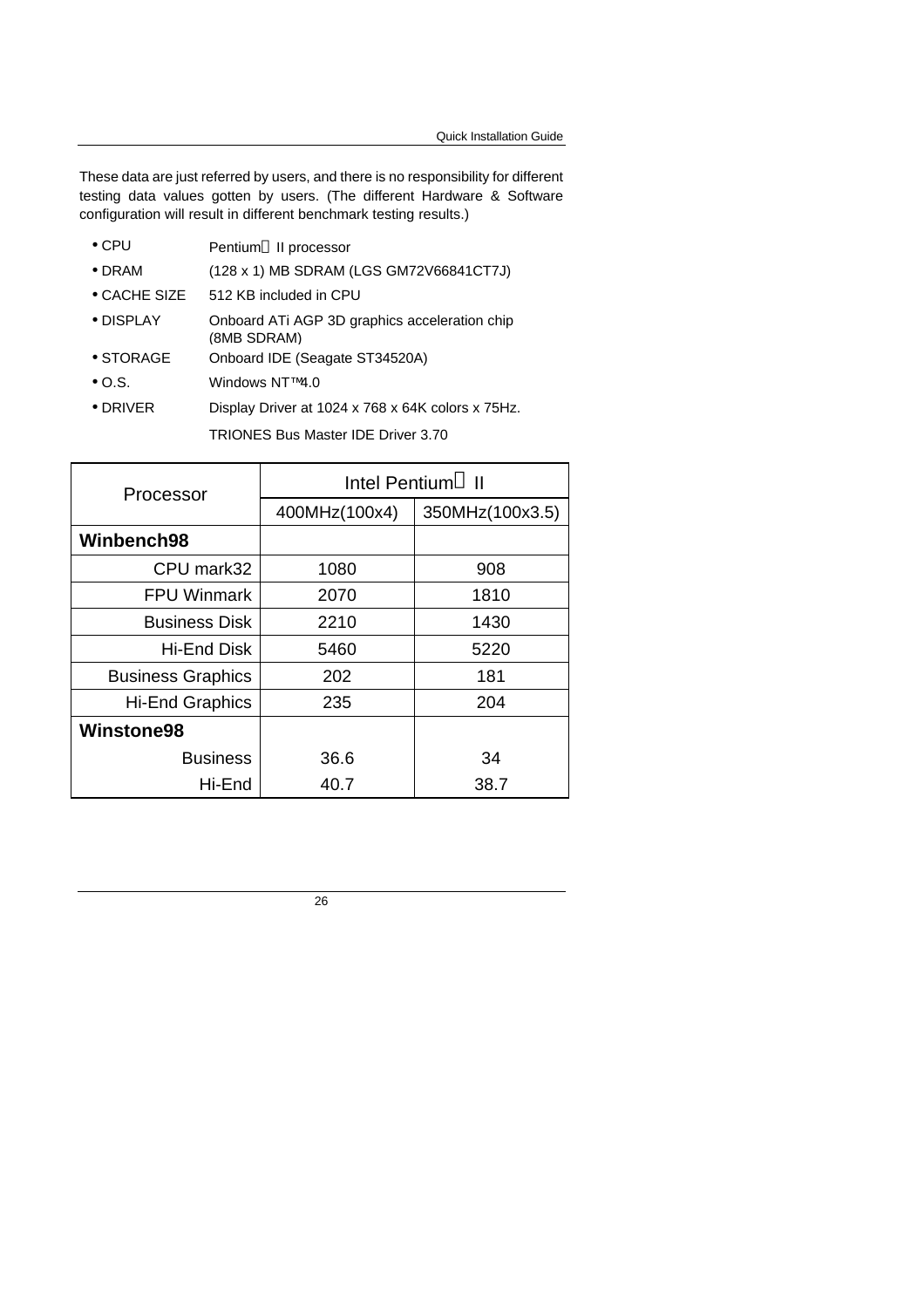These data are just referred by users, and there is no responsibility for different testing data values gotten by users. (The different Hardware & Software configuration will result in different benchmark testing results.)

- CPU Pentium II processor
- DRAM (128 x 1) MB SDRAM (LGS GM72V66841CT7J)
- CACHE SIZE 512 KB included in CPU
- DISPLAY Onboard ATi AGP 3D graphics acceleration chip (8MB SDRAM)
- STORAGE Onboard IDE (Seagate ST34520A)
- O.S. Windows NT™4.0
- DRIVER Display Driver at 1024 x 768 x 64K colors x 75Hz.

  TRIONES Bus Master IDE Driver 3.70

| Processor | Intel Pentium II | |
|---|---|---|
| | 400MHz(100x4) | 350MHz(100x3.5) |
| **Winbench98** | | |
| CPU mark32 | 1080 | 908 |
| FPU Winmark | 2070 | 1810 |
| Business Disk | 2210 | 1430 |
| Hi-End Disk | 5460 | 5220 |
| Business Graphics | 202 | 181 |
| Hi-End Graphics | 235 | 204 |
| **Winstone98** | | |
| Business | 36.6 | 34 |
| Hi-End | 40.7 | 38.7 |